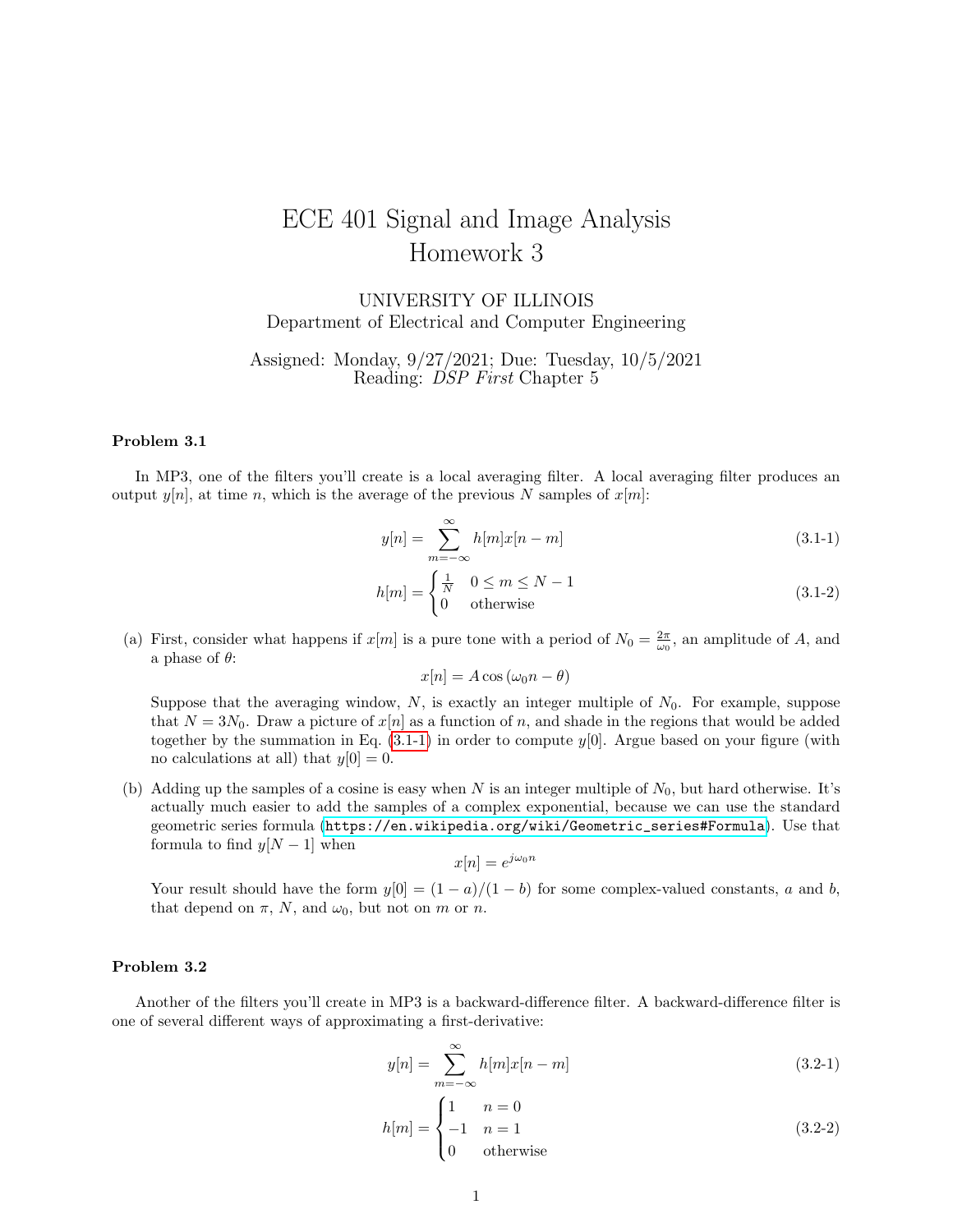# ECE 401 Signal and Image Analysis
# Homework 3

UNIVERSITY OF ILLINOIS
Department of Electrical and Computer Engineering

Assigned: Monday, 9/27/2021; Due: Tuesday, 10/5/2021
Reading: *DSP First* Chapter 5

### Problem 3.1

In MP3, one of the filters you'll create is a local averaging filter. A local averaging filter produces an output $y[n]$, at time $n$, which is the average of the previous $N$ samples of $x[m]$:

$$y[n] = \sum_{m=-\infty}^{\infty} h[m]x[n-m] \tag{3.1-1}$$

$$h[m] = \begin{cases} \frac{1}{N} & 0 \le m \le N-1 \\ 0 & \text{otherwise} \end{cases} \tag{3.1-2}$$

(a) First, consider what happens if $x[m]$ is a pure tone with a period of $N_0 = \frac{2\pi}{\omega_0}$, an amplitude of $A$, and a phase of $\theta$:

$$x[n] = A\cos(\omega_0 n - \theta)$$

Suppose that the averaging window, $N$, is exactly an integer multiple of $N_0$. For example, suppose that $N = 3N_0$. Draw a picture of $x[n]$ as a function of $n$, and shade in the regions that would be added together by the summation in Eq. (3.1-1) in order to compute $y[0]$. Argue based on your figure (with no calculations at all) that $y[0] = 0$.

(b) Adding up the samples of a cosine is easy when $N$ is an integer multiple of $N_0$, but hard otherwise. It's actually much easier to add the samples of a complex exponential, because we can use the standard geometric series formula (https://en.wikipedia.org/wiki/Geometric_series#Formula). Use that formula to find $y[N-1]$ when

$$x[n] = e^{j\omega_0 n}$$

Your result should have the form $y[0] = (1-a)/(1-b)$ for some complex-valued constants, $a$ and $b$, that depend on $\pi$, $N$, and $\omega_0$, but not on $m$ or $n$.

### Problem 3.2

Another of the filters you'll create in MP3 is a backward-difference filter. A backward-difference filter is one of several different ways of approximating a first-derivative:

$$y[n] = \sum_{m=-\infty}^{\infty} h[m]x[n-m] \tag{3.2-1}$$

$$h[m] = \begin{cases} 1 & n = 0 \\ -1 & n = 1 \\ 0 & \text{otherwise} \end{cases} \tag{3.2-2}$$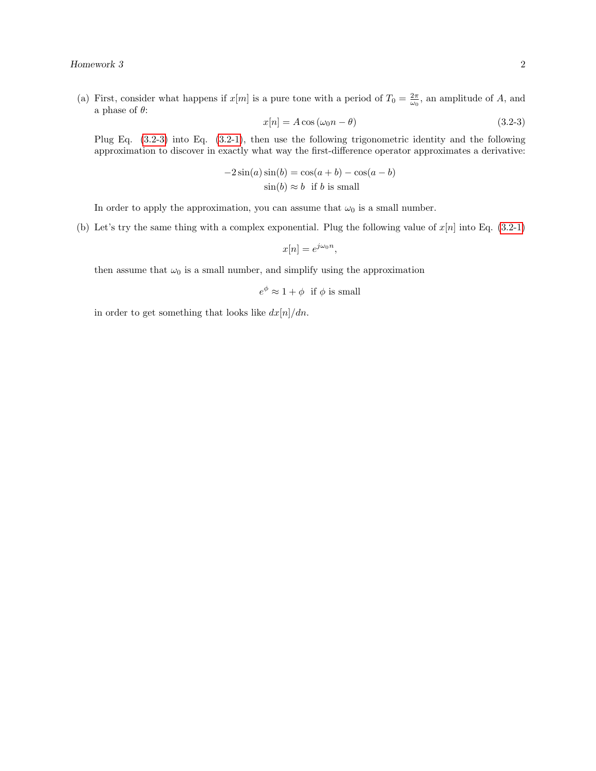(a) First, consider what happens if $x[m]$ is a pure tone with a period of $T_0 = \frac{2\pi}{\omega_0}$, an amplitude of $A$, and a phase of $\theta$:

$$x[n] = A\cos(\omega_0 n - \theta) \tag{3.2-3}$$

Plug Eq. (3.2-3) into Eq. (3.2-1), then use the following trigonometric identity and the following approximation to discover in exactly what way the first-difference operator approximates a derivative:

$$-2\sin(a)\sin(b) = \cos(a+b) - \cos(a-b)$$
$$\sin(b) \approx b \quad \text{if } b \text{ is small}$$

In order to apply the approximation, you can assume that $\omega_0$ is a small number.

(b) Let's try the same thing with a complex exponential. Plug the following value of $x[n]$ into Eq. (3.2-1)

$$x[n] = e^{j\omega_0 n},$$

then assume that $\omega_0$ is a small number, and simplify using the approximation

$$e^{\phi} \approx 1 + \phi \quad \text{if } \phi \text{ is small}$$

in order to get something that looks like $dx[n]/dn$.